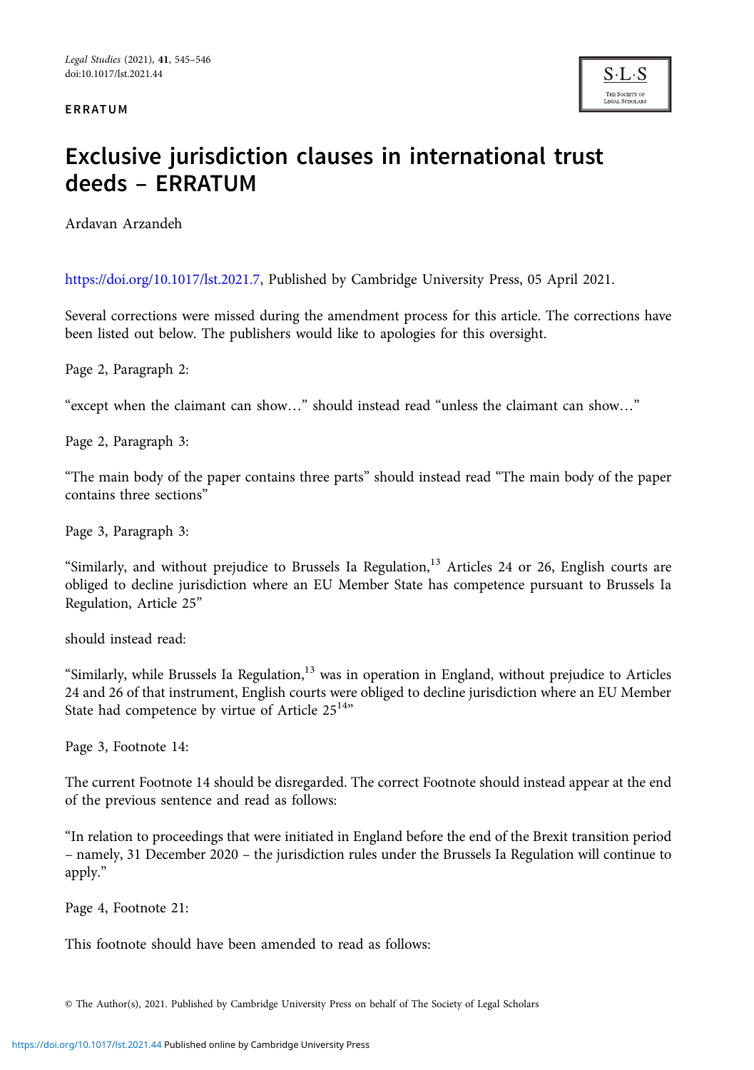ERRATUM

# Exclusive jurisdiction clauses in international trust deeds – ERRATUM

Ardavan Arzandeh

https://doi.org/10.1017/lst.2021.7, Published by Cambridge University Press, 05 April 2021.

Several corrections were missed during the amendment process for this article. The corrections have been listed out below. The publishers would like to apologies for this oversight.

Page 2, Paragraph 2:

"except when the claimant can show…" should instead read "unless the claimant can show…"

Page 2, Paragraph 3:

"The main body of the paper contains three parts" should instead read "The main body of the paper contains three sections"

Page 3, Paragraph 3:

"Similarly, and without prejudice to Brussels Ia Regulation,[13] Articles 24 or 26, English courts are obliged to decline jurisdiction where an EU Member State has competence pursuant to Brussels Ia Regulation, Article 25"

should instead read:

"Similarly, while Brussels Ia Regulation,[13] was in operation in England, without prejudice to Articles 24 and 26 of that instrument, English courts were obliged to decline jurisdiction where an EU Member State had competence by virtue of Article 25[14]"

Page 3, Footnote 14:

The current Footnote 14 should be disregarded. The correct Footnote should instead appear at the end of the previous sentence and read as follows:

"In relation to proceedings that were initiated in England before the end of the Brexit transition period – namely, 31 December 2020 – the jurisdiction rules under the Brussels Ia Regulation will continue to apply."

Page 4, Footnote 21:

This footnote should have been amended to read as follows:

© The Author(s), 2021. Published by Cambridge University Press on behalf of The Society of Legal Scholars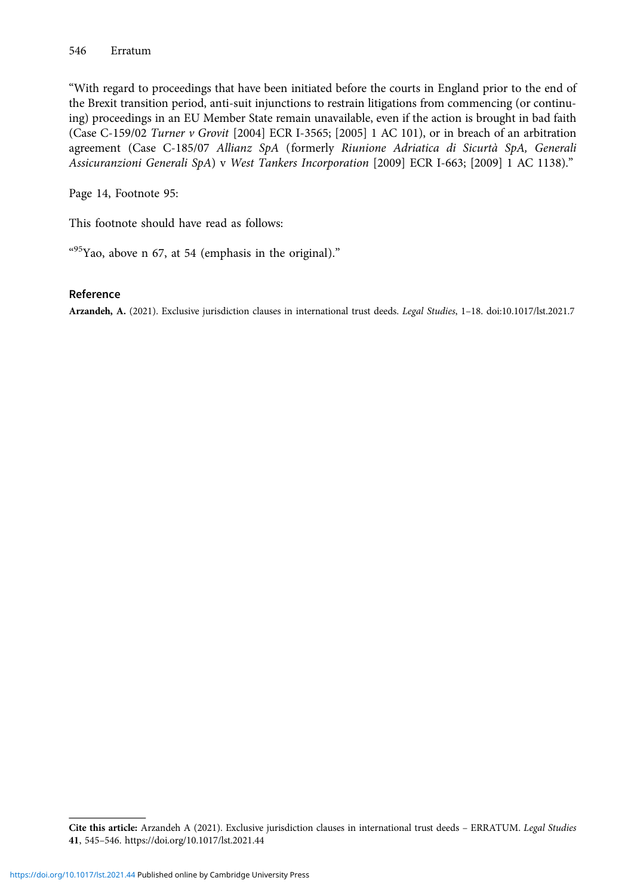"With regard to proceedings that have been initiated before the courts in England prior to the end of the Brexit transition period, anti-suit injunctions to restrain litigations from commencing (or continuing) proceedings in an EU Member State remain unavailable, even if the action is brought in bad faith (Case C-159/02 *Turner v Grovit* [2004] ECR I-3565; [2005] 1 AC 101), or in breach of an arbitration agreement (Case C-185/07 *Allianz SpA* (formerly *Riunione Adriatica di Sicurtà SpA, Generali Assicuranzioni Generali SpA*) v *West Tankers Incorporation* [2009] ECR I-663; [2009] 1 AC 1138)."

Page 14, Footnote 95:

This footnote should have read as follows:

"[95]Yao, above n 67, at 54 (emphasis in the original)."

## Reference

**Arzandeh, A.** (2021). Exclusive jurisdiction clauses in international trust deeds. *Legal Studies*, 1–18. doi:10.1017/lst.2021.7

**Cite this article:** Arzandeh A (2021). Exclusive jurisdiction clauses in international trust deeds – ERRATUM. *Legal Studies* **41**, 545–546. https://doi.org/10.1017/lst.2021.44